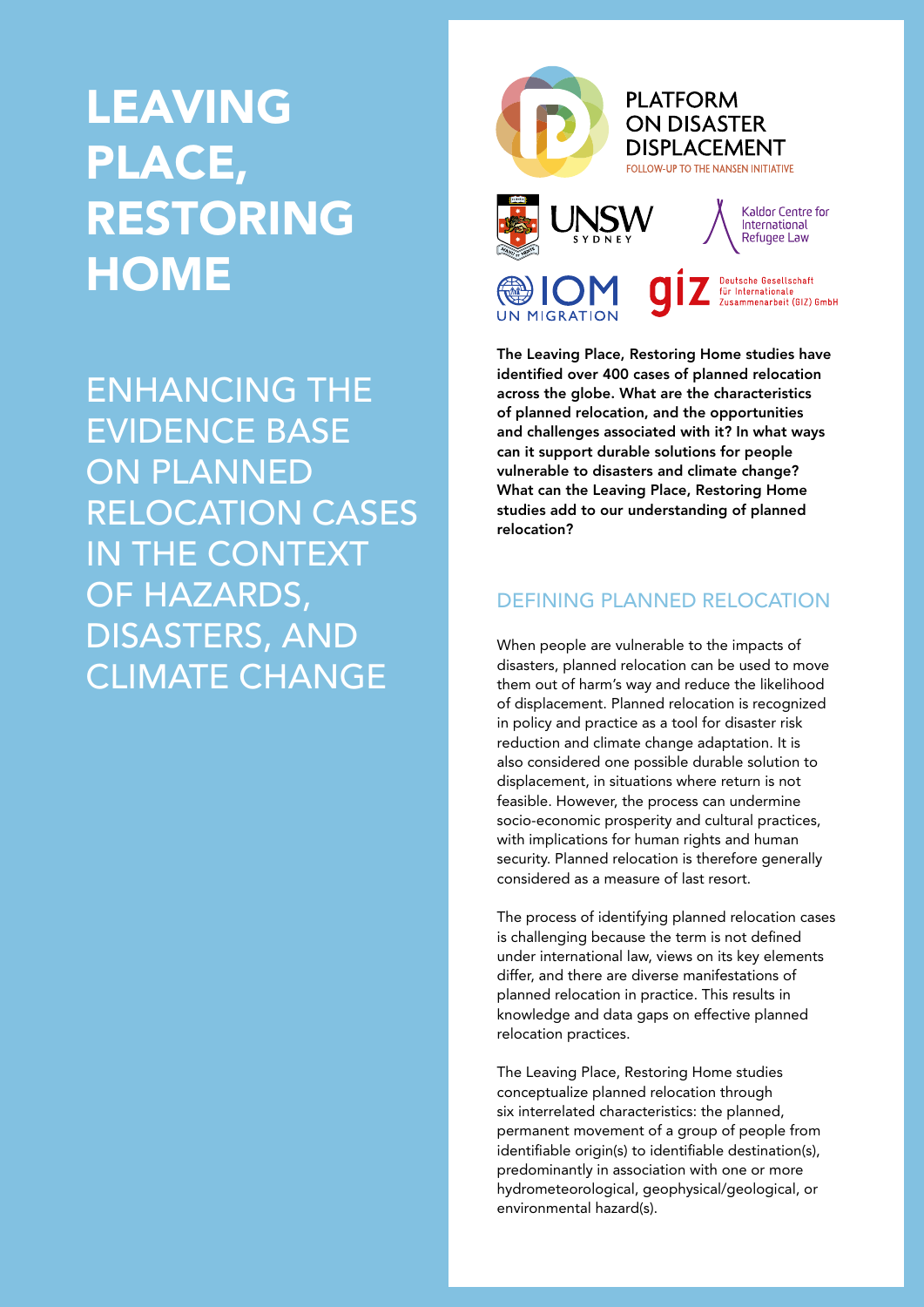# LEAVING PLACE, RESTORING HOME

## ENHANCING THE EVIDENCE BASE ON PLANNED RELOCATION CASES IN THE CONTEXT OF HAZARDS, DISASTERS, AND CLIMATE CHANGE

PLATFORM ON DISASTER DISPLACEMENT
FOLLOW-UP TO THE NANSEN INITIATIVE

UNSW SYDNEY

Kaldor Centre for International Refugee Law

IOM UN MIGRATION

giz Deutsche Gesellschaft für Internationale Zusammenarbeit (GIZ) GmbH

**The Leaving Place, Restoring Home studies have identified over 400 cases of planned relocation across the globe. What are the characteristics of planned relocation, and the opportunities and challenges associated with it? In what ways can it support durable solutions for people vulnerable to disasters and climate change? What can the Leaving Place, Restoring Home studies add to our understanding of planned relocation?**

### DEFINING PLANNED RELOCATION

When people are vulnerable to the impacts of disasters, planned relocation can be used to move them out of harm's way and reduce the likelihood of displacement. Planned relocation is recognized in policy and practice as a tool for disaster risk reduction and climate change adaptation. It is also considered one possible durable solution to displacement, in situations where return is not feasible. However, the process can undermine socio-economic prosperity and cultural practices, with implications for human rights and human security. Planned relocation is therefore generally considered as a measure of last resort.

The process of identifying planned relocation cases is challenging because the term is not defined under international law, views on its key elements differ, and there are diverse manifestations of planned relocation in practice. This results in knowledge and data gaps on effective planned relocation practices.

The Leaving Place, Restoring Home studies conceptualize planned relocation through six interrelated characteristics: the planned, permanent movement of a group of people from identifiable origin(s) to identifiable destination(s), predominantly in association with one or more hydrometeorological, geophysical/geological, or environmental hazard(s).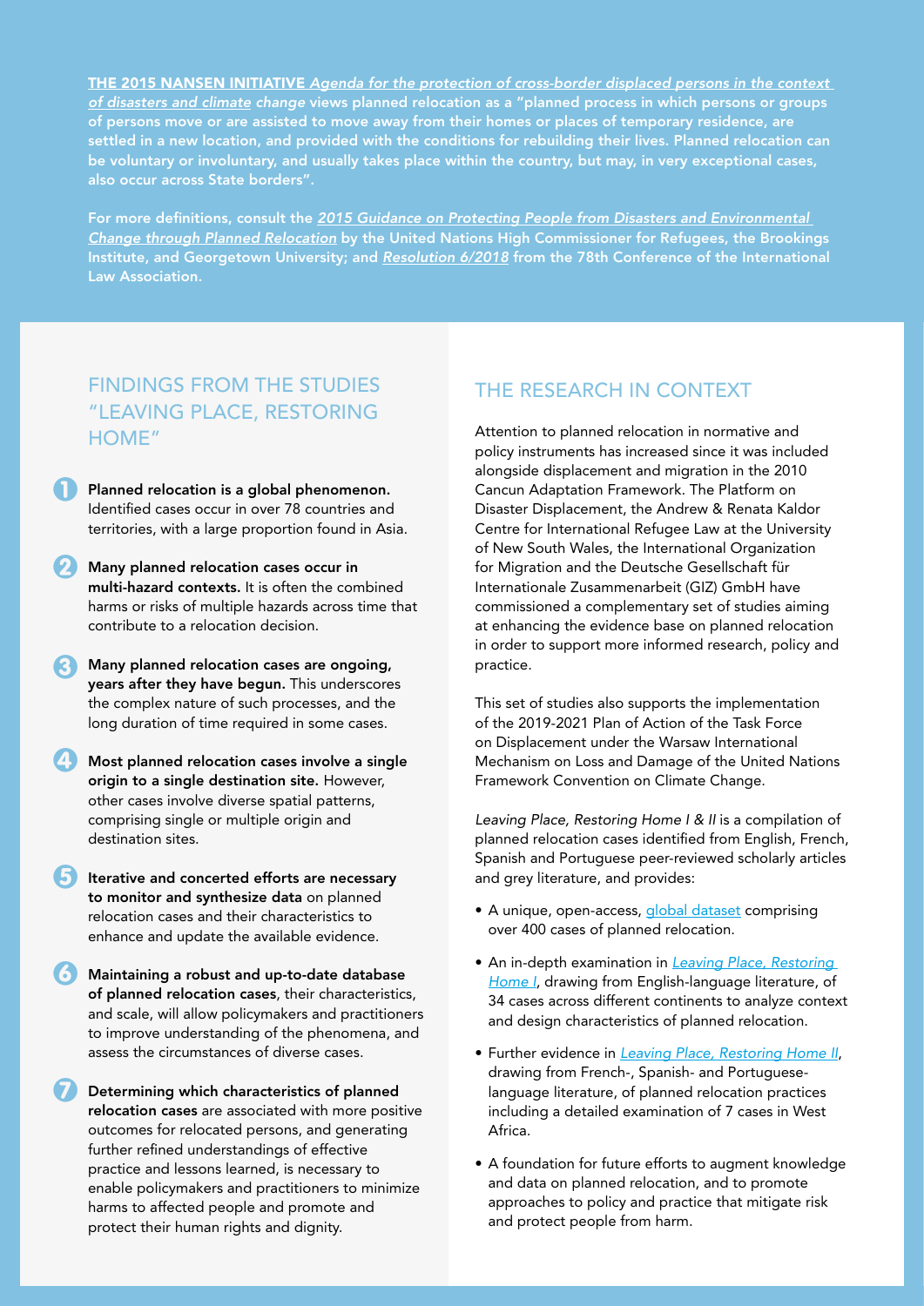**THE 2015 NANSEN INITIATIVE** ***Agenda for the protection of cross-border displaced persons in the context of disasters and climate change*** **views planned relocation as a "planned process in which persons or groups of persons move or are assisted to move away from their homes or places of temporary residence, are settled in a new location, and provided with the conditions for rebuilding their lives. Planned relocation can be voluntary or involuntary, and usually takes place within the country, but may, in very exceptional cases, also occur across State borders".**

**For more definitions, consult the** ***2015 Guidance on Protecting People from Disasters and Environmental Change through Planned Relocation*** **by the United Nations High Commissioner for Refugees, the Brookings Institute, and Georgetown University; and** ***Resolution 6/2018*** **from the 78th Conference of the International Law Association.**

## FINDINGS FROM THE STUDIES "LEAVING PLACE, RESTORING HOME"

1. **Planned relocation is a global phenomenon.** Identified cases occur in over 78 countries and territories, with a large proportion found in Asia.
2. **Many planned relocation cases occur in multi-hazard contexts.** It is often the combined harms or risks of multiple hazards across time that contribute to a relocation decision.
3. **Many planned relocation cases are ongoing, years after they have begun.** This underscores the complex nature of such processes, and the long duration of time required in some cases.
4. **Most planned relocation cases involve a single origin to a single destination site.** However, other cases involve diverse spatial patterns, comprising single or multiple origin and destination sites.
5. **Iterative and concerted efforts are necessary to monitor and synthesize data** on planned relocation cases and their characteristics to enhance and update the available evidence.
6. **Maintaining a robust and up-to-date database of planned relocation cases**, their characteristics, and scale, will allow policymakers and practitioners to improve understanding of the phenomena, and assess the circumstances of diverse cases.
7. **Determining which characteristics of planned relocation cases** are associated with more positive outcomes for relocated persons, and generating further refined understandings of effective practice and lessons learned, is necessary to enable policymakers and practitioners to minimize harms to affected people and promote and protect their human rights and dignity.

## THE RESEARCH IN CONTEXT

Attention to planned relocation in normative and policy instruments has increased since it was included alongside displacement and migration in the 2010 Cancun Adaptation Framework. The Platform on Disaster Displacement, the Andrew & Renata Kaldor Centre for International Refugee Law at the University of New South Wales, the International Organization for Migration and the Deutsche Gesellschaft für Internationale Zusammenarbeit (GIZ) GmbH have commissioned a complementary set of studies aiming at enhancing the evidence base on planned relocation in order to support more informed research, policy and practice.

This set of studies also supports the implementation of the 2019-2021 Plan of Action of the Task Force on Displacement under the Warsaw International Mechanism on Loss and Damage of the United Nations Framework Convention on Climate Change.

*Leaving Place, Restoring Home I & II* is a compilation of planned relocation cases identified from English, French, Spanish and Portuguese peer-reviewed scholarly articles and grey literature, and provides:

- A unique, open-access, global dataset comprising over 400 cases of planned relocation.
- An in-depth examination in *Leaving Place, Restoring Home I*, drawing from English-language literature, of 34 cases across different continents to analyze context and design characteristics of planned relocation.
- Further evidence in *Leaving Place, Restoring Home II*, drawing from French-, Spanish- and Portuguese-language literature, of planned relocation practices including a detailed examination of 7 cases in West Africa.
- A foundation for future efforts to augment knowledge and data on planned relocation, and to promote approaches to policy and practice that mitigate risk and protect people from harm.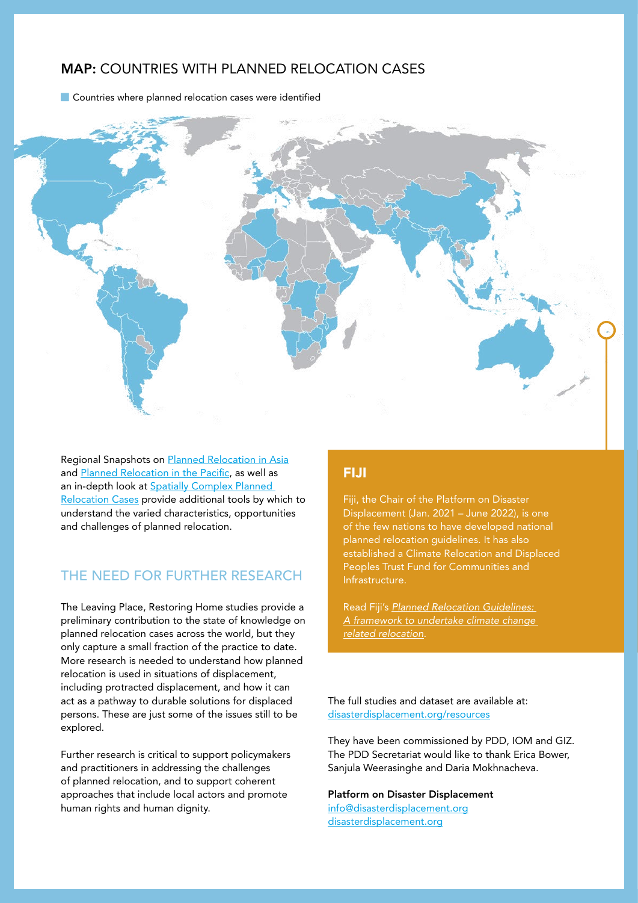## MAP: COUNTRIES WITH PLANNED RELOCATION CASES

Countries where planned relocation cases were identified

Regional Snapshots on Planned Relocation in Asia and Planned Relocation in the Pacific, as well as an in-depth look at Spatially Complex Planned Relocation Cases provide additional tools by which to understand the varied characteristics, opportunities and challenges of planned relocation.

## THE NEED FOR FURTHER RESEARCH

The Leaving Place, Restoring Home studies provide a preliminary contribution to the state of knowledge on planned relocation cases across the world, but they only capture a small fraction of the practice to date. More research is needed to understand how planned relocation is used in situations of displacement, including protracted displacement, and how it can act as a pathway to durable solutions for displaced persons. These are just some of the issues still to be explored.

Further research is critical to support policymakers and practitioners in addressing the challenges of planned relocation, and to support coherent approaches that include local actors and promote human rights and human dignity.

## FIJI

Fiji, the Chair of the Platform on Disaster Displacement (Jan. 2021 – June 2022), is one of the few nations to have developed national planned relocation guidelines. It has also established a Climate Relocation and Displaced Peoples Trust Fund for Communities and Infrastructure.

Read Fiji's *Planned Relocation Guidelines: A framework to undertake climate change related relocation*.

The full studies and dataset are available at: disasterdisplacement.org/resources

They have been commissioned by PDD, IOM and GIZ. The PDD Secretariat would like to thank Erica Bower, Sanjula Weerasinghe and Daria Mokhnacheva.

**Platform on Disaster Displacement**
info@disasterdisplacement.org
disasterdisplacement.org